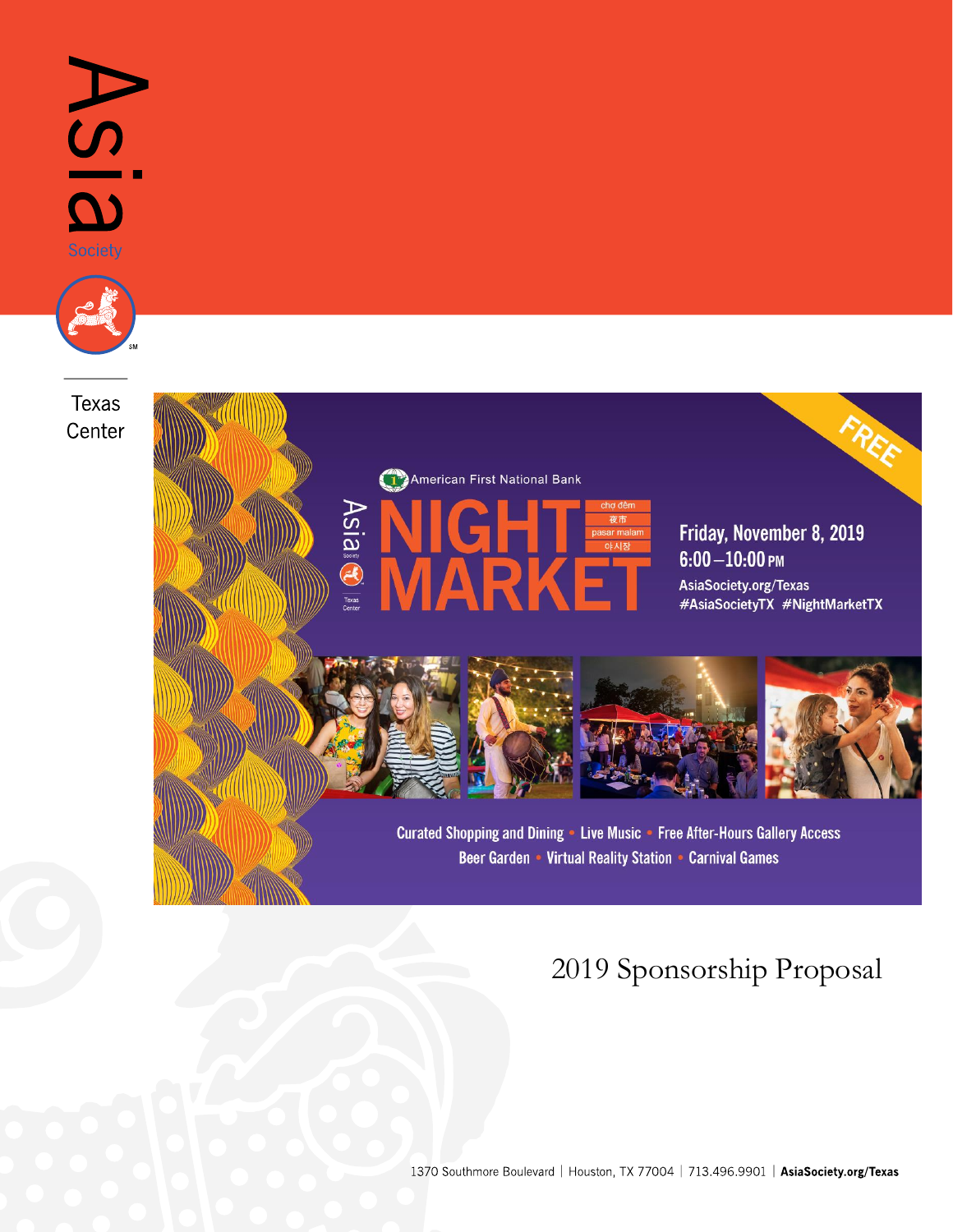Asia Society

Texas Center

American First National Bank

# NIGHT MARKET

chợ đêm
夜市
pasar malam
야시장

FREE

Friday, November 8, 2019
6:00 – 10:00 PM
AsiaSociety.org/Texas
#AsiaSocietyTX #NightMarketTX

Curated Shopping and Dining • Live Music • Free After-Hours Gallery Access
Beer Garden • Virtual Reality Station • Carnival Games

# 2019 Sponsorship Proposal

1370 Southmore Boulevard | Houston, TX 77004 | 713.496.9901 | **AsiaSociety.org/Texas**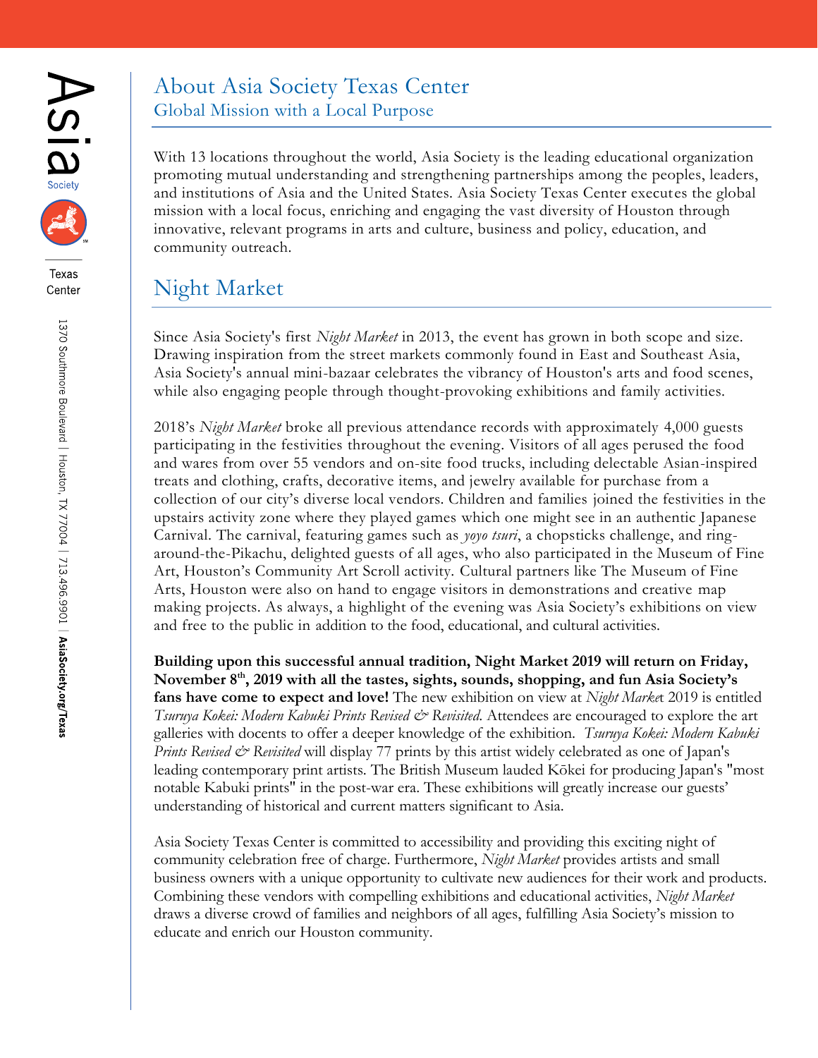# About Asia Society Texas Center

## Global Mission with a Local Purpose

With 13 locations throughout the world, Asia Society is the leading educational organization promoting mutual understanding and strengthening partnerships among the peoples, leaders, and institutions of Asia and the United States. Asia Society Texas Center executes the global mission with a local focus, enriching and engaging the vast diversity of Houston through innovative, relevant programs in arts and culture, business and policy, education, and community outreach.

# Night Market

Since Asia Society's first *Night Market* in 2013, the event has grown in both scope and size. Drawing inspiration from the street markets commonly found in East and Southeast Asia, Asia Society's annual mini-bazaar celebrates the vibrancy of Houston's arts and food scenes, while also engaging people through thought-provoking exhibitions and family activities.

2018's *Night Market* broke all previous attendance records with approximately 4,000 guests participating in the festivities throughout the evening. Visitors of all ages perused the food and wares from over 55 vendors and on-site food trucks, including delectable Asian-inspired treats and clothing, crafts, decorative items, and jewelry available for purchase from a collection of our city's diverse local vendors. Children and families joined the festivities in the upstairs activity zone where they played games which one might see in an authentic Japanese Carnival. The carnival, featuring games such as *yoyo tsuri*, a chopsticks challenge, and ring-around-the-Pikachu, delighted guests of all ages, who also participated in the Museum of Fine Art, Houston's Community Art Scroll activity. Cultural partners like The Museum of Fine Arts, Houston were also on hand to engage visitors in demonstrations and creative map making projects. As always, a highlight of the evening was Asia Society's exhibitions on view and free to the public in addition to the food, educational, and cultural activities.

**Building upon this successful annual tradition, Night Market 2019 will return on Friday, November 8th, 2019 with all the tastes, sights, sounds, shopping, and fun Asia Society's fans have come to expect and love!** The new exhibition on view at *Night Market* 2019 is entitled *Tsuruya Kokei: Modern Kabuki Prints Revised & Revisited*. Attendees are encouraged to explore the art galleries with docents to offer a deeper knowledge of the exhibition. *Tsuruya Kokei: Modern Kabuki Prints Revised & Revisited* will display 77 prints by this artist widely celebrated as one of Japan's leading contemporary print artists. The British Museum lauded Kōkei for producing Japan's "most notable Kabuki prints" in the post-war era. These exhibitions will greatly increase our guests' understanding of historical and current matters significant to Asia.

Asia Society Texas Center is committed to accessibility and providing this exciting night of community celebration free of charge. Furthermore, *Night Market* provides artists and small business owners with a unique opportunity to cultivate new audiences for their work and products. Combining these vendors with compelling exhibitions and educational activities, *Night Market* draws a diverse crowd of families and neighbors of all ages, fulfilling Asia Society's mission to educate and enrich our Houston community.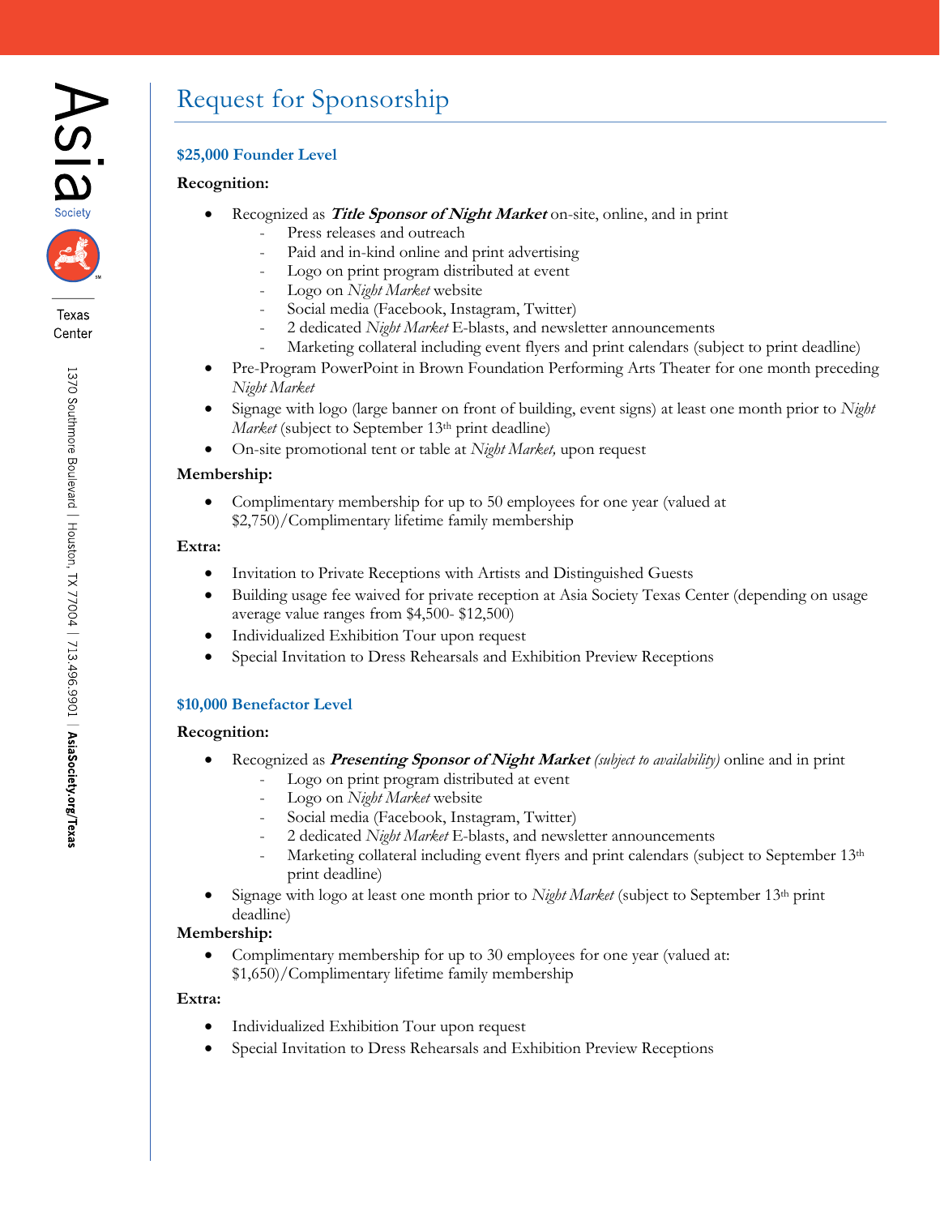# Request for Sponsorship

## $25,000 Founder Level

**Recognition:**

- Recognized as ***Title Sponsor of Night Market*** on-site, online, and in print
  - Press releases and outreach
  - Paid and in-kind online and print advertising
  - Logo on print program distributed at event
  - Logo on *Night Market* website
  - Social media (Facebook, Instagram, Twitter)
  - 2 dedicated *Night Market* E-blasts, and newsletter announcements
  - Marketing collateral including event flyers and print calendars (subject to print deadline)
- Pre-Program PowerPoint in Brown Foundation Performing Arts Theater for one month preceding *Night Market*
- Signage with logo (large banner on front of building, event signs) at least one month prior to *Night Market* (subject to September 13th print deadline)
- On-site promotional tent or table at *Night Market,* upon request

**Membership:**

- Complimentary membership for up to 50 employees for one year (valued at $2,750)/Complimentary lifetime family membership

**Extra:**

- Invitation to Private Receptions with Artists and Distinguished Guests
- Building usage fee waived for private reception at Asia Society Texas Center (depending on usage average value ranges from $4,500- $12,500)
- Individualized Exhibition Tour upon request
- Special Invitation to Dress Rehearsals and Exhibition Preview Receptions

## $10,000 Benefactor Level

**Recognition:**

- Recognized as ***Presenting Sponsor of Night Market*** *(subject to availability)* online and in print
  - Logo on print program distributed at event
  - Logo on *Night Market* website
  - Social media (Facebook, Instagram, Twitter)
  - 2 dedicated *Night Market* E-blasts, and newsletter announcements
  - Marketing collateral including event flyers and print calendars (subject to September 13th print deadline)
- Signage with logo at least one month prior to *Night Market* (subject to September 13th print deadline)

**Membership:**

- Complimentary membership for up to 30 employees for one year (valued at: $1,650)/Complimentary lifetime family membership

**Extra:**

- Individualized Exhibition Tour upon request
- Special Invitation to Dress Rehearsals and Exhibition Preview Receptions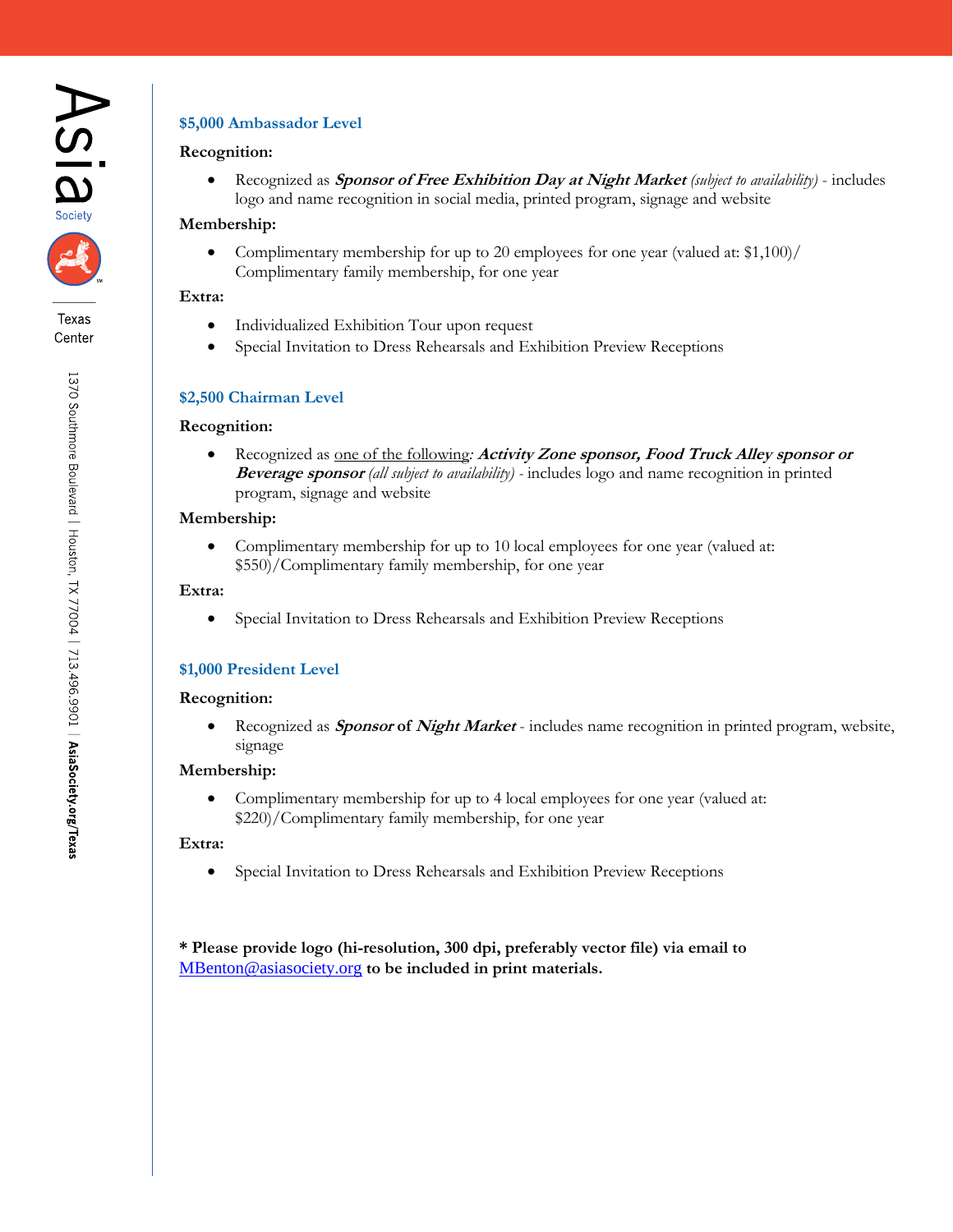## $5,000 Ambassador Level

**Recognition:**

- Recognized as ***Sponsor of Free Exhibition Day at Night Market*** *(subject to availability)* - includes logo and name recognition in social media, printed program, signage and website

**Membership:**

- Complimentary membership for up to 20 employees for one year (valued at: $1,100)/ Complimentary family membership, for one year

**Extra:**

- Individualized Exhibition Tour upon request
- Special Invitation to Dress Rehearsals and Exhibition Preview Receptions

## $2,500 Chairman Level

**Recognition:**

- Recognized as <u>one of the following</u>: ***Activity Zone sponsor, Food Truck Alley sponsor or Beverage sponsor*** *(all subject to availability)* - includes logo and name recognition in printed program, signage and website

**Membership:**

- Complimentary membership for up to 10 local employees for one year (valued at: $550)/Complimentary family membership, for one year

**Extra:**

- Special Invitation to Dress Rehearsals and Exhibition Preview Receptions

## $1,000 President Level

**Recognition:**

- Recognized as ***Sponsor* of *Night Market*** - includes name recognition in printed program, website, signage

**Membership:**

- Complimentary membership for up to 4 local employees for one year (valued at: $220)/Complimentary family membership, for one year

**Extra:**

- Special Invitation to Dress Rehearsals and Exhibition Preview Receptions

**\* Please provide logo (hi-resolution, 300 dpi, preferably vector file) via email to** MBenton@asiasociety.org **to be included in print materials.**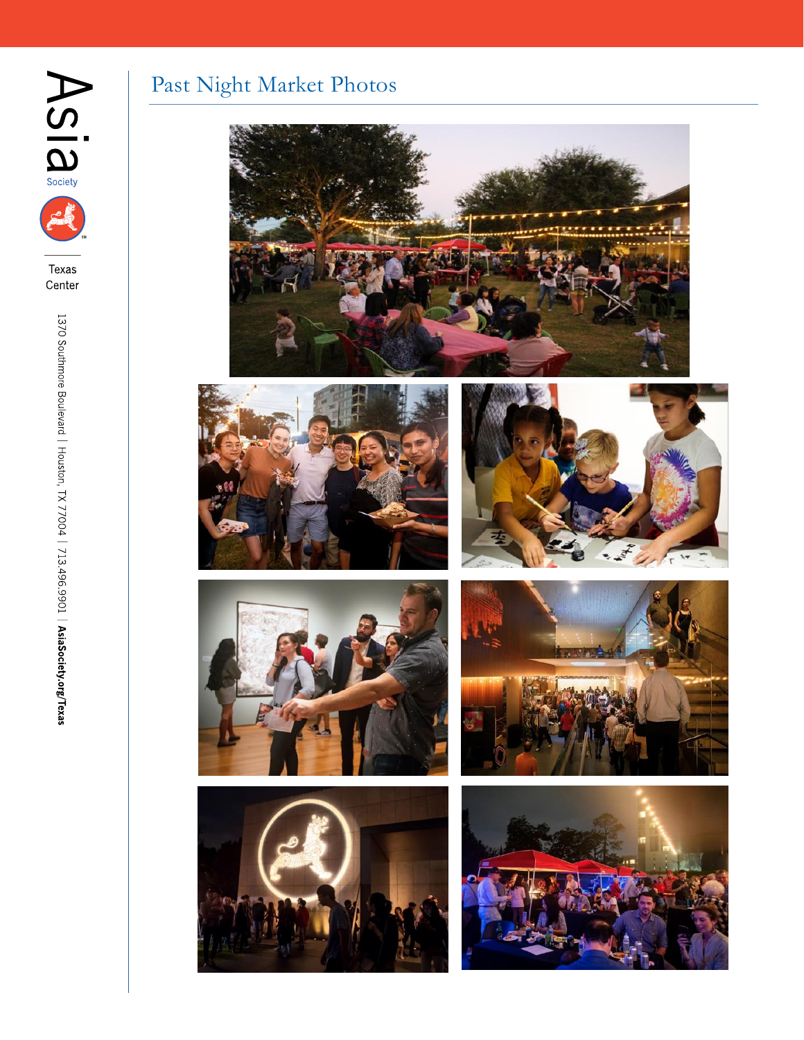# Past Night Market Photos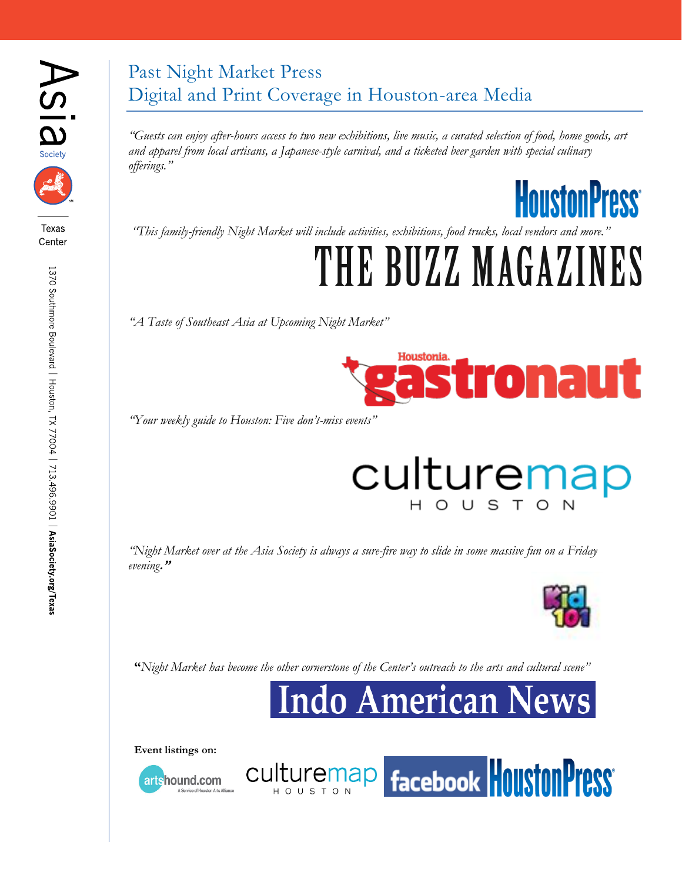# Past Night Market Press
## Digital and Print Coverage in Houston-area Media

*"Guests can enjoy after-hours access to two new exhibitions, live music, a curated selection of food, home goods, art and apparel from local artisans, a Japanese-style carnival, and a ticketed beer garden with special culinary offerings."*

HoustonPress

*"This family-friendly Night Market will include activities, exhibitions, food trucks, local vendors and more."*

THE BUZZ MAGAZINES

*"A Taste of Southeast Asia at Upcoming Night Market"*

Houstonia. gastronaut

*"Your weekly guide to Houston: Five don't-miss events"*

culturemap HOUSTON

*"Night Market over at the Asia Society is always a sure-fire way to slide in some massive fun on a Friday evening."*

Kid 101

*"Night Market has become the other cornerstone of the Center's outreach to the arts and cultural scene"*

Indo American News

**Event listings on:**

artshound.com (A Service of Houston Arts Alliance) | culturemap HOUSTON | facebook | HoustonPress

Asia Society Texas Center

1370 Southmore Boulevard | Houston, TX 77004 | 713.496.9901 | **AsiaSociety.org/Texas**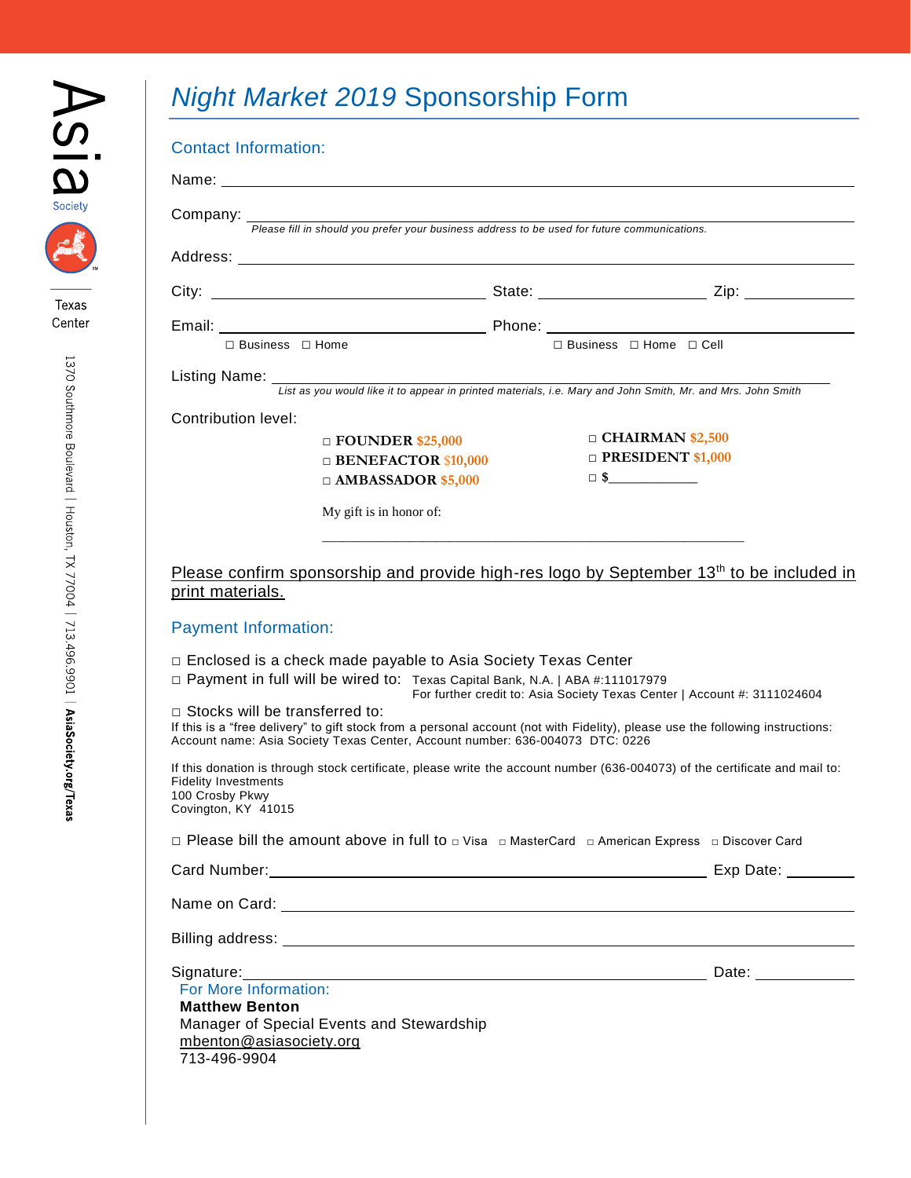Asia Society

Texas Center

1370 Southmore Boulevard | Houston, TX 77004 | 713.496.9901 | **AsiaSociety.org/Texas**

# *Night Market 2019* Sponsorship Form

## Contact Information:

Name: ______________________________

Company: ______________________________

*Please fill in should you prefer your business address to be used for future communications.*

Address: ______________________________

City: ____________________ State: ____________________ Zip: ____________

Email: ____________________ ☐ Business ☐ Home

Phone: ____________________ ☐ Business ☐ Home ☐ Cell

Listing Name: ______________________________

*List as you would like it to appear in printed materials, i.e. Mary and John Smith, Mr. and Mrs. John Smith*

Contribution level:

□ **FOUNDER** $25,000
□ **BENEFACTOR** $10,000
□ **AMBASSADOR** $5,000
□ **CHAIRMAN** $2,500
□ **PRESIDENT** $1,000
□ $____________

My gift is in honor of:

______________________________

Please confirm sponsorship and provide high-res logo by September 13th to be included in print materials.

## Payment Information:

□ Enclosed is a check made payable to Asia Society Texas Center

□ Payment in full will be wired to: Texas Capital Bank, N.A. | ABA #:111017979
For further credit to: Asia Society Texas Center | Account #: 3111024604

□ Stocks will be transferred to:

If this is a "free delivery" to gift stock from a personal account (not with Fidelity), please use the following instructions:
Account name: Asia Society Texas Center, Account number: 636-004073 DTC: 0226

If this donation is through stock certificate, please write the account number (636-004073) of the certificate and mail to:
Fidelity Investments
100 Crosby Pkwy
Covington, KY 41015

□ Please bill the amount above in full to □ Visa □ MasterCard □ American Express □ Discover Card

Card Number: ______________________________ Exp Date: __________

Name on Card: ______________________________

Billing address: ______________________________

Signature: ______________________________ Date: __________

For More Information:
**Matthew Benton**
Manager of Special Events and Stewardship
mbenton@asiasociety.org
713-496-9904